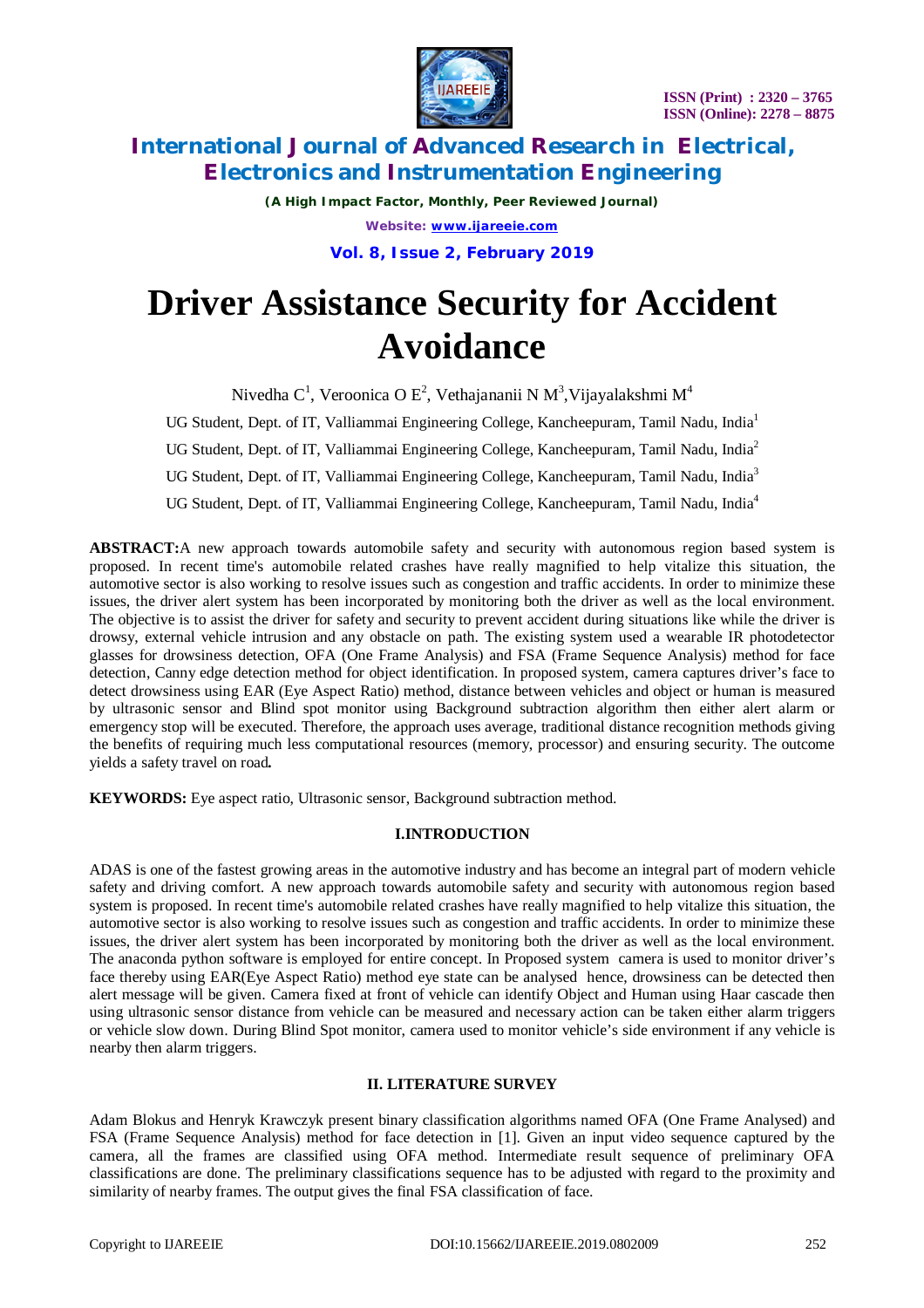# Driver Assistance Security for Accident Avoidance

Nivedha C[1], Veroonica O E[2], Vethajananii N M[3], Vijayalakshmi M[4]

UG Student, Dept. of IT, Valliammai Engineering College, Kancheepuram, Tamil Nadu, India[1]

UG Student, Dept. of IT, Valliammai Engineering College, Kancheepuram, Tamil Nadu, India[2]

UG Student, Dept. of IT, Valliammai Engineering College, Kancheepuram, Tamil Nadu, India[3]

UG Student, Dept. of IT, Valliammai Engineering College, Kancheepuram, Tamil Nadu, India[4]

**ABSTRACT:** A new approach towards automobile safety and security with autonomous region based system is proposed. In recent time's automobile related crashes have really magnified to help vitalize this situation, the automotive sector is also working to resolve issues such as congestion and traffic accidents. In order to minimize these issues, the driver alert system has been incorporated by monitoring both the driver as well as the local environment. The objective is to assist the driver for safety and security to prevent accident during situations like while the driver is drowsy, external vehicle intrusion and any obstacle on path. The existing system used a wearable IR photodetector glasses for drowsiness detection, OFA (One Frame Analysis) and FSA (Frame Sequence Analysis) method for face detection, Canny edge detection method for object identification. In proposed system, camera captures driver's face to detect drowsiness using EAR (Eye Aspect Ratio) method, distance between vehicles and object or human is measured by ultrasonic sensor and Blind spot monitor using Background subtraction algorithm then either alert alarm or emergency stop will be executed. Therefore, the approach uses average, traditional distance recognition methods giving the benefits of requiring much less computational resources (memory, processor) and ensuring security. The outcome yields a safety travel on road**.**

**KEYWORDS:** Eye aspect ratio, Ultrasonic sensor, Background subtraction method.

## I. INTRODUCTION

ADAS is one of the fastest growing areas in the automotive industry and has become an integral part of modern vehicle safety and driving comfort. A new approach towards automobile safety and security with autonomous region based system is proposed. In recent time's automobile related crashes have really magnified to help vitalize this situation, the automotive sector is also working to resolve issues such as congestion and traffic accidents. In order to minimize these issues, the driver alert system has been incorporated by monitoring both the driver as well as the local environment. The anaconda python software is employed for entire concept. In Proposed system camera is used to monitor driver's face thereby using EAR(Eye Aspect Ratio) method eye state can be analysed hence, drowsiness can be detected then alert message will be given. Camera fixed at front of vehicle can identify Object and Human using Haar cascade then using ultrasonic sensor distance from vehicle can be measured and necessary action can be taken either alarm triggers or vehicle slow down. During Blind Spot monitor, camera used to monitor vehicle's side environment if any vehicle is nearby then alarm triggers.

## II. LITERATURE SURVEY

Adam Blokus and Henryk Krawczyk present binary classification algorithms named OFA (One Frame Analysed) and FSA (Frame Sequence Analysis) method for face detection in [1]. Given an input video sequence captured by the camera, all the frames are classified using OFA method. Intermediate result sequence of preliminary OFA classifications are done. The preliminary classifications sequence has to be adjusted with regard to the proximity and similarity of nearby frames. The output gives the final FSA classification of face.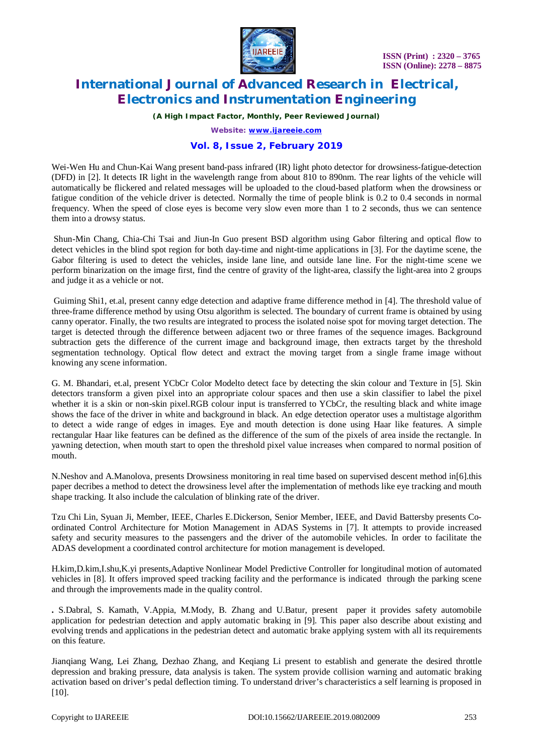Wei-Wen Hu and Chun-Kai Wang present band-pass infrared (IR) light photo detector for drowsiness-fatigue-detection (DFD) in [2]. It detects IR light in the wavelength range from about 810 to 890nm. The rear lights of the vehicle will automatically be flickered and related messages will be uploaded to the cloud-based platform when the drowsiness or fatigue condition of the vehicle driver is detected. Normally the time of people blink is 0.2 to 0.4 seconds in normal frequency. When the speed of close eyes is become very slow even more than 1 to 2 seconds, thus we can sentence them into a drowsy status.

Shun-Min Chang, Chia-Chi Tsai and Jiun-In Guo present BSD algorithm using Gabor filtering and optical flow to detect vehicles in the blind spot region for both day-time and night-time applications in [3]. For the daytime scene, the Gabor filtering is used to detect the vehicles, inside lane line, and outside lane line. For the night-time scene we perform binarization on the image first, find the centre of gravity of the light-area, classify the light-area into 2 groups and judge it as a vehicle or not.

Guiming Shi1, et.al, present canny edge detection and adaptive frame difference method in [4]. The threshold value of three-frame difference method by using Otsu algorithm is selected. The boundary of current frame is obtained by using canny operator. Finally, the two results are integrated to process the isolated noise spot for moving target detection. The target is detected through the difference between adjacent two or three frames of the sequence images. Background subtraction gets the difference of the current image and background image, then extracts target by the threshold segmentation technology. Optical flow detect and extract the moving target from a single frame image without knowing any scene information.

G. M. Bhandari, et.al, present YCbCr Color Modelto detect face by detecting the skin colour and Texture in [5]. Skin detectors transform a given pixel into an appropriate colour spaces and then use a skin classifier to label the pixel whether it is a skin or non-skin pixel.RGB colour input is transferred to YCbCr, the resulting black and white image shows the face of the driver in white and background in black. An edge detection operator uses a multistage algorithm to detect a wide range of edges in images. Eye and mouth detection is done using Haar like features. A simple rectangular Haar like features can be defined as the difference of the sum of the pixels of area inside the rectangle. In yawning detection, when mouth start to open the threshold pixel value increases when compared to normal position of mouth.

N.Neshov and A.Manolova, presents Drowsiness monitoring in real time based on supervised descent method in[6].this paper decribes a method to detect the drowsiness level after the implementation of methods like eye tracking and mouth shape tracking. It also include the calculation of blinking rate of the driver.

Tzu Chi Lin, Syuan Ji, Member, IEEE, Charles E.Dickerson, Senior Member, IEEE, and David Battersby presents Co-ordinated Control Architecture for Motion Management in ADAS Systems in [7]. It attempts to provide increased safety and security measures to the passengers and the driver of the automobile vehicles. In order to facilitate the ADAS development a coordinated control architecture for motion management is developed.

H.kim,D.kim,I.shu,K.yi presents,Adaptive Nonlinear Model Predictive Controller for longitudinal motion of automated vehicles in [8]. It offers improved speed tracking facility and the performance is indicated through the parking scene and through the improvements made in the quality control.

. S.Dabral, S. Kamath, V.Appia, M.Mody, B. Zhang and U.Batur, present paper it provides safety automobile application for pedestrian detection and apply automatic braking in [9]. This paper also describe about existing and evolving trends and applications in the pedestrian detect and automatic brake applying system with all its requirements on this feature.

Jianqiang Wang, Lei Zhang, Dezhao Zhang, and Keqiang Li present to establish and generate the desired throttle depression and braking pressure, data analysis is taken. The system provide collision warning and automatic braking activation based on driver's pedal deflection timing. To understand driver's characteristics a self learning is proposed in [10].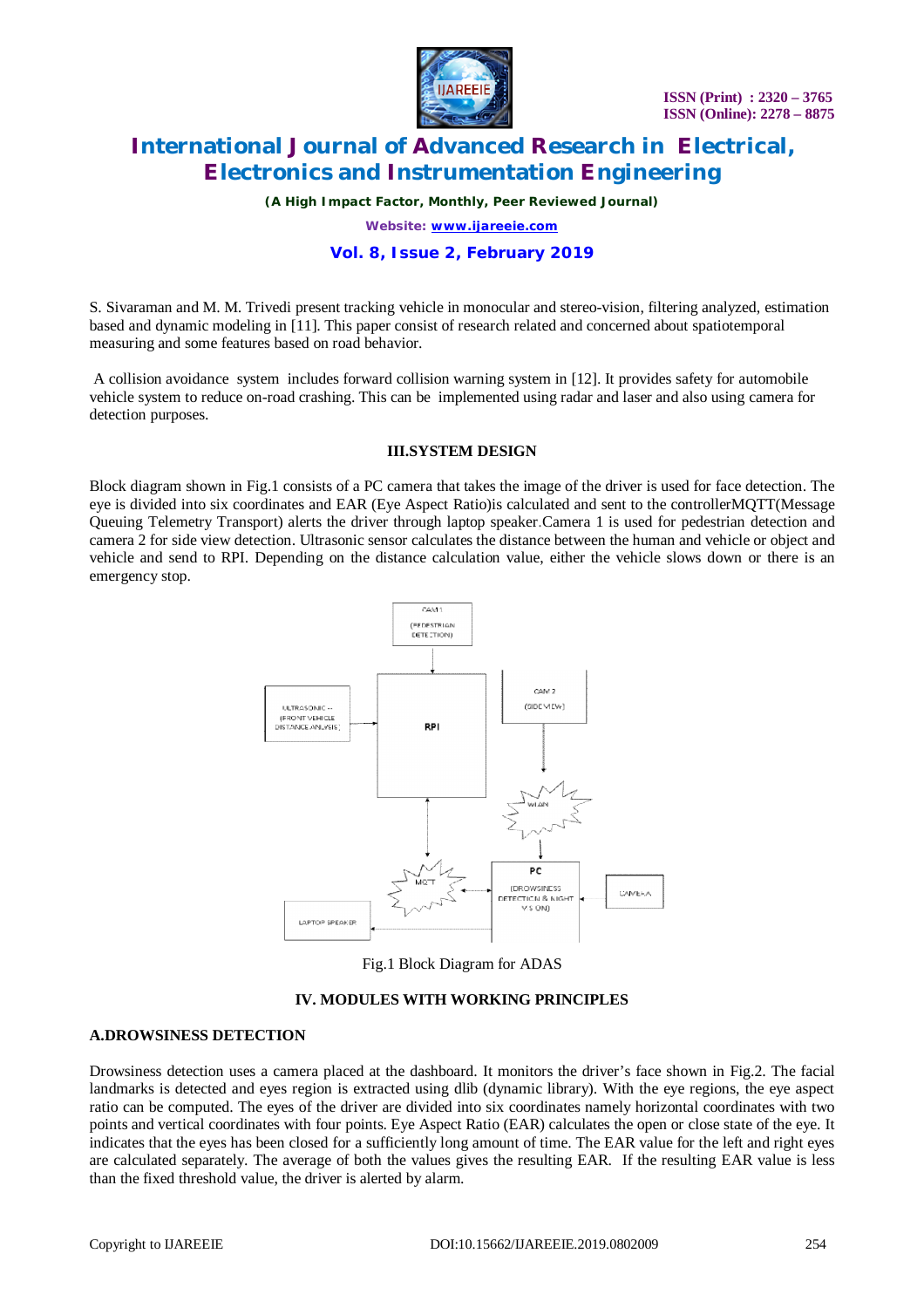S. Sivaraman and M. M. Trivedi present tracking vehicle in monocular and stereo-vision, filtering analyzed, estimation based and dynamic modeling in [11]. This paper consist of research related and concerned about spatiotemporal measuring and some features based on road behavior.

A collision avoidance system includes forward collision warning system in [12]. It provides safety for automobile vehicle system to reduce on-road crashing. This can be implemented using radar and laser and also using camera for detection purposes.

## III.SYSTEM DESIGN

Block diagram shown in Fig.1 consists of a PC camera that takes the image of the driver is used for face detection. The eye is divided into six coordinates and EAR (Eye Aspect Ratio)is calculated and sent to the controllerMQTT(Message Queuing Telemetry Transport) alerts the driver through laptop speaker.Camera 1 is used for pedestrian detection and camera 2 for side view detection. Ultrasonic sensor calculates the distance between the human and vehicle or object and vehicle and send to RPI. Depending on the distance calculation value, either the vehicle slows down or there is an emergency stop.

Fig.1 Block Diagram for ADAS

## IV. MODULES WITH WORKING PRINCIPLES

### A.DROWSINESS DETECTION

Drowsiness detection uses a camera placed at the dashboard. It monitors the driver's face shown in Fig.2. The facial landmarks is detected and eyes region is extracted using dlib (dynamic library). With the eye regions, the eye aspect ratio can be computed. The eyes of the driver are divided into six coordinates namely horizontal coordinates with two points and vertical coordinates with four points. Eye Aspect Ratio (EAR) calculates the open or close state of the eye. It indicates that the eyes has been closed for a sufficiently long amount of time. The EAR value for the left and right eyes are calculated separately. The average of both the values gives the resulting EAR. If the resulting EAR value is less than the fixed threshold value, the driver is alerted by alarm.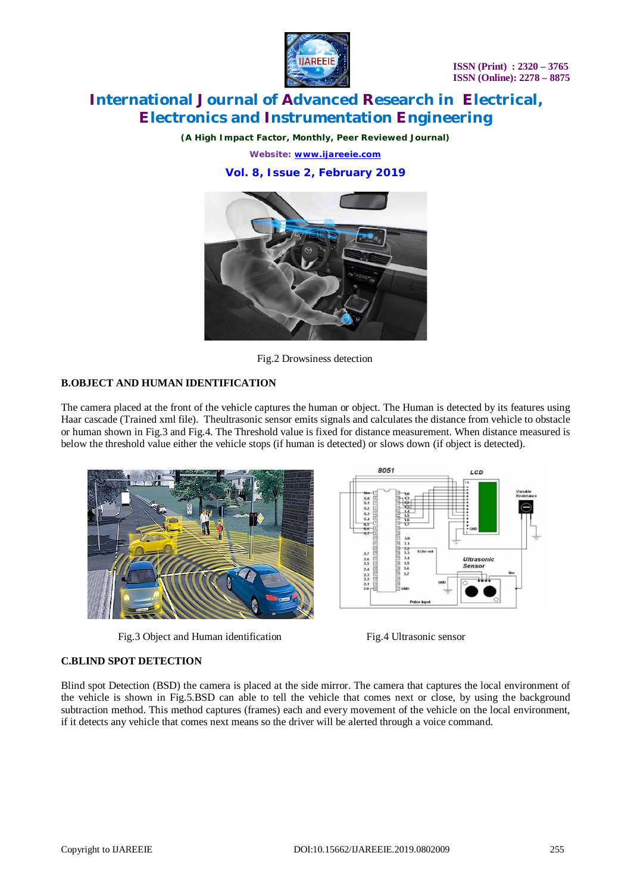Fig.2 Drowsiness detection

### B.OBJECT AND HUMAN IDENTIFICATION

The camera placed at the front of the vehicle captures the human or object. The Human is detected by its features using Haar cascade (Trained xml file). Theultrasonic sensor emits signals and calculates the distance from vehicle to obstacle or human shown in Fig.3 and Fig.4. The Threshold value is fixed for distance measurement. When distance measured is below the threshold value either the vehicle stops (if human is detected) or slows down (if object is detected).

Fig.3 Object and Human identification

Fig.4 Ultrasonic sensor

### C.BLIND SPOT DETECTION

Blind spot Detection (BSD) the camera is placed at the side mirror. The camera that captures the local environment of the vehicle is shown in Fig.5.BSD can able to tell the vehicle that comes next or close, by using the background subtraction method. This method captures (frames) each and every movement of the vehicle on the local environment, if it detects any vehicle that comes next means so the driver will be alerted through a voice command.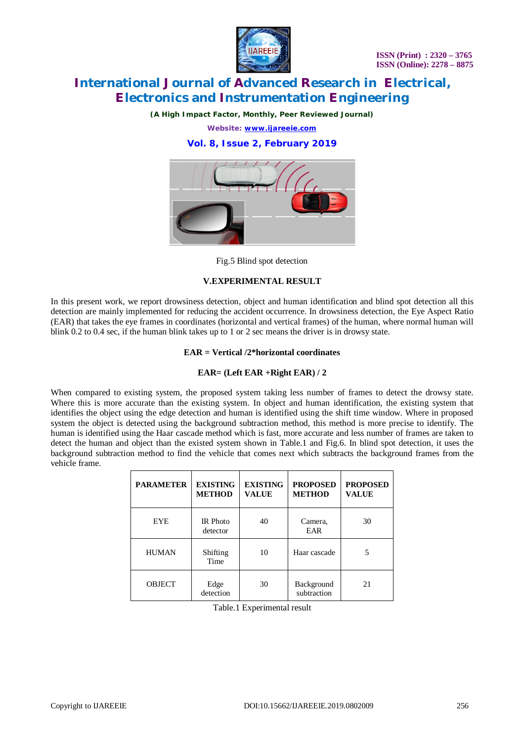Fig.5 Blind spot detection

## V.EXPERIMENTAL RESULT

In this present work, we report drowsiness detection, object and human identification and blind spot detection all this detection are mainly implemented for reducing the accident occurrence. In drowsiness detection, the Eye Aspect Ratio (EAR) that takes the eye frames in coordinates (horizontal and vertical frames) of the human, where normal human will blink 0.2 to 0.4 sec, if the human blink takes up to 1 or 2 sec means the driver is in drowsy state.

**EAR = Vertical /2*horizontal coordinates**

**EAR= (Left EAR +Right EAR) / 2**

When compared to existing system, the proposed system taking less number of frames to detect the drowsy state. Where this is more accurate than the existing system. In object and human identification, the existing system that identifies the object using the edge detection and human is identified using the shift time window. Where in proposed system the object is detected using the background subtraction method, this method is more precise to identify. The human is identified using the Haar cascade method which is fast, more accurate and less number of frames are taken to detect the human and object than the existed system shown in Table.1 and Fig.6. In blind spot detection, it uses the background subtraction method to find the vehicle that comes next which subtracts the background frames from the vehicle frame.

| PARAMETER | EXISTING METHOD | EXISTING VALUE | PROPOSED METHOD | PROPOSED VALUE |
|---|---|---|---|---|
| EYE | IR Photo detector | 40 | Camera, EAR | 30 |
| HUMAN | Shifting Time | 10 | Haar cascade | 5 |
| OBJECT | Edge detection | 30 | Background subtraction | 21 |

Table.1 Experimental result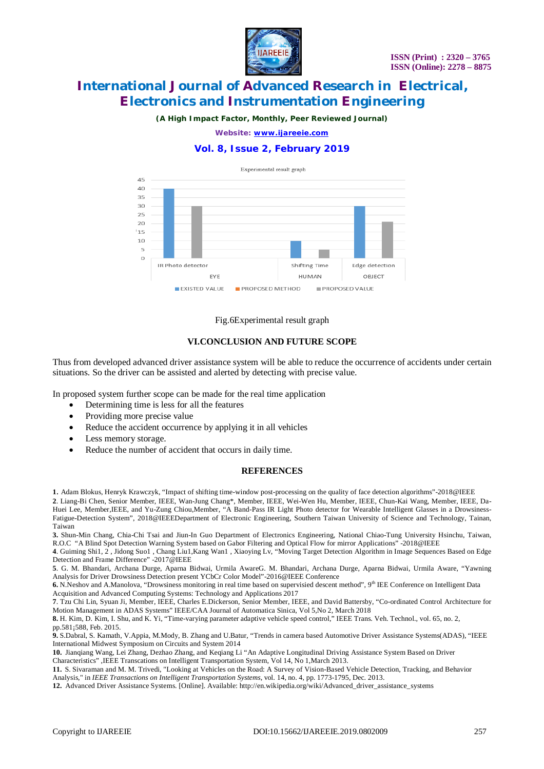Experimental result graph

45
40
35
30
25
20
15
10
5
0

IR Photo detector
EYE

Shifting Time
HUMAN

Edge detection
OBJECT

EXISTED VALUE
PROPOSED METHOD
PROPOSED VALUE

Fig.6Experimental result graph

## VI.CONCLUSION AND FUTURE SCOPE

Thus from developed advanced driver assistance system will be able to reduce the occurrence of accidents under certain situations. So the driver can be assisted and alerted by detecting with precise value.

In proposed system further scope can be made for the real time application

- Determining time is less for all the features
- Providing more precise value
- Reduce the accident occurrence by applying it in all vehicles
- Less memory storage.
- Reduce the number of accident that occurs in daily time.

## REFERENCES

**1.** Adam Blokus, Henryk Krawczyk, "Impact of shifting time-window post-processing on the quality of face detection algorithms"-2018@IEEE

**2**. Liang-Bi Chen, Senior Member, IEEE, Wan-Jung Chang*, Member, IEEE, Wei-Wen Hu, Member, IEEE, Chun-Kai Wang, Member, IEEE, Da-Huei Lee, Member,IEEE, and Yu-Zung Chiou,Member, "A Band-Pass IR Light Photo detector for Wearable Intelligent Glasses in a Drowsiness-Fatigue-Detection System", 2018@IEEEDepartment of Electronic Engineering, Southern Taiwan University of Science and Technology, Tainan, Taiwan

**3.** Shun-Min Chang, Chia-Chi Tsai and Jiun-In Guo Department of Electronics Engineering, National Chiao-Tung University Hsinchu, Taiwan, R.O.C "A Blind Spot Detection Warning System based on Gabor Filtering and Optical Flow for mirror Applications" -2018@IEEE

**4**. Guiming Shi1, 2 , Jidong Suo1 , Chang Liu1,Kang Wan1 , Xiaoying Lv, "Moving Target Detection Algorithm in Image Sequences Based on Edge Detection and Frame Difference" -2017@IEEE

**5**. G. M. Bhandari, Archana Durge, Aparna Bidwai, Urmila AwareG. M. Bhandari, Archana Durge, Aparna Bidwai, Urmila Aware, "Yawning Analysis for Driver Drowsiness Detection present YCbCr Color Model"-2016@IEEE Conference

**6.** N.Neshov and A.Manolova, "Drowsiness monitoring in real time based on supervisied descent method", 9th IEE Conference on Intelligent Data Acquisition and Advanced Computing Systems: Technology and Applications 2017

**7**. Tzu Chi Lin, Syuan Ji, Member, IEEE, Charles E.Dickerson, Senior Member, IEEE, and David Battersby, "Co-ordinated Control Architecture for Motion Management in ADAS Systems" IEEE/CAA Journal of Automatica Sinica, Vol 5,No 2, March 2018

**8.** H. Kim, D. Kim, I. Shu, and K. Yi, "Time-varying parameter adaptive vehicle speed control," IEEE Trans. Veh. Technol., vol. 65, no. 2, pp.581¡588, Feb. 2015.

**9.** S.Dabral, S. Kamath, V.Appia, M.Mody, B. Zhang and U.Batur, "Trends in camera based Automotive Driver Assistance Systems(ADAS), "IEEE International Midwest Symposium on Circuits and System 2014

**10.** Jianqiang Wang, Lei Zhang, Dezhao Zhang, and Keqiang Li "An Adaptive Longitudinal Driving Assistance System Based on Driver Characteristics" ,IEEE Transcations on Intelligent Transportation System, Vol 14, No 1,March 2013.

**11.** S. Sivaraman and M. M. Trivedi, "Looking at Vehicles on the Road: A Survey of Vision-Based Vehicle Detection, Tracking, and Behavior Analysis," in *IEEE Transactions on Intelligent Transportation Systems*, vol. 14, no. 4, pp. 1773-1795, Dec. 2013.

**12.** Advanced Driver Assistance Systems. [Online]. Available: http://en.wikipedia.org/wiki/Advanced_driver_assistance_systems